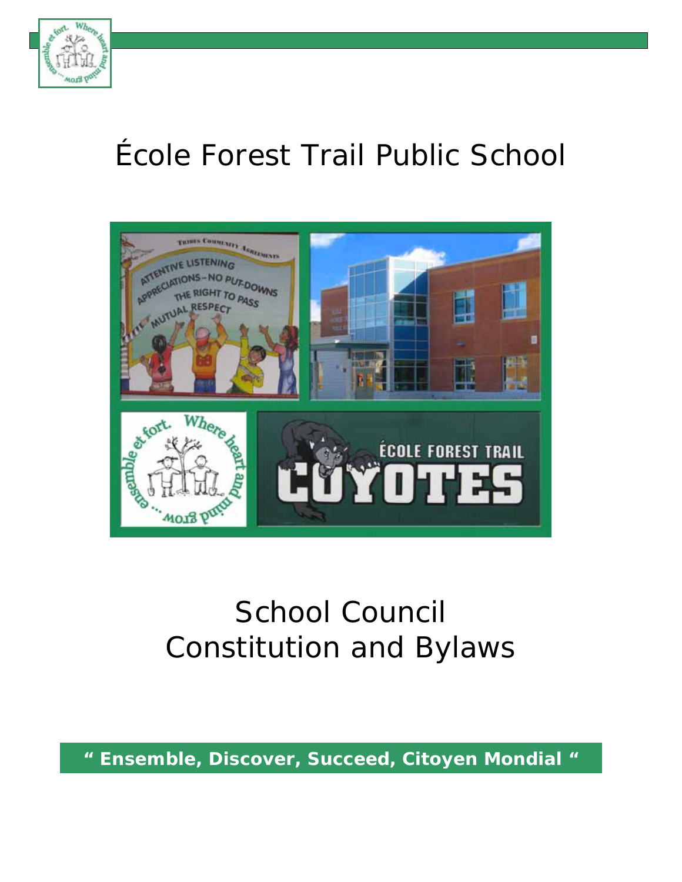# École Forest Trail Public School

# School Council Constitution and Bylaws

**" Ensemble, Discover, Succeed, Citoyen Mondial "**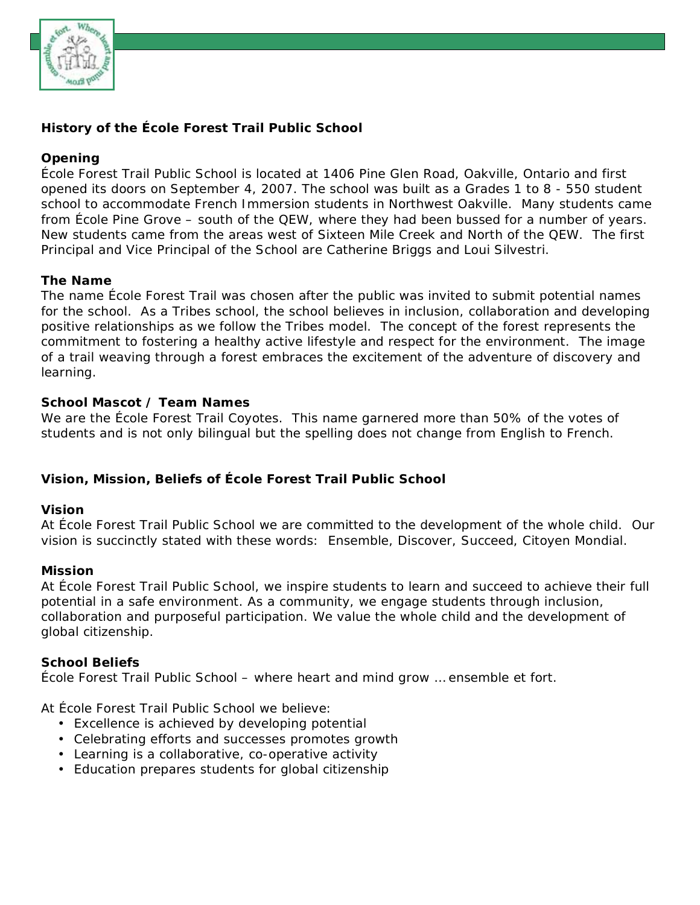## History of the École Forest Trail Public School

### Opening

École Forest Trail Public School is located at 1406 Pine Glen Road, Oakville, Ontario and first opened its doors on September 4, 2007. The school was built as a Grades 1 to 8 - 550 student school to accommodate French Immersion students in Northwest Oakville. Many students came from École Pine Grove – south of the QEW, where they had been bussed for a number of years. New students came from the areas west of Sixteen Mile Creek and North of the QEW. The first Principal and Vice Principal of the School are Catherine Briggs and Loui Silvestri.

### The Name

The name École Forest Trail was chosen after the public was invited to submit potential names for the school. As a Tribes school, the school believes in inclusion, collaboration and developing positive relationships as we follow the Tribes model. The concept of the forest represents the commitment to fostering a healthy active lifestyle and respect for the environment. The image of a trail weaving through a forest embraces the excitement of the adventure of discovery and learning.

### School Mascot / Team Names

We are the École Forest Trail Coyotes. This name garnered more than 50% of the votes of students and is not only bilingual but the spelling does not change from English to French.

## Vision, Mission, Beliefs of École Forest Trail Public School

### Vision

At École Forest Trail Public School we are committed to the development of the whole child. Our vision is succinctly stated with these words: Ensemble, Discover, Succeed, Citoyen Mondial.

### Mission

At École Forest Trail Public School, we inspire students to learn and succeed to achieve their full potential in a safe environment. As a community, we engage students through inclusion, collaboration and purposeful participation. We value the whole child and the development of global citizenship.

### School Beliefs

École Forest Trail Public School – where heart and mind grow … ensemble et fort.

At École Forest Trail Public School we believe:

- Excellence is achieved by developing potential
- Celebrating efforts and successes promotes growth
- Learning is a collaborative, co-operative activity
- Education prepares students for global citizenship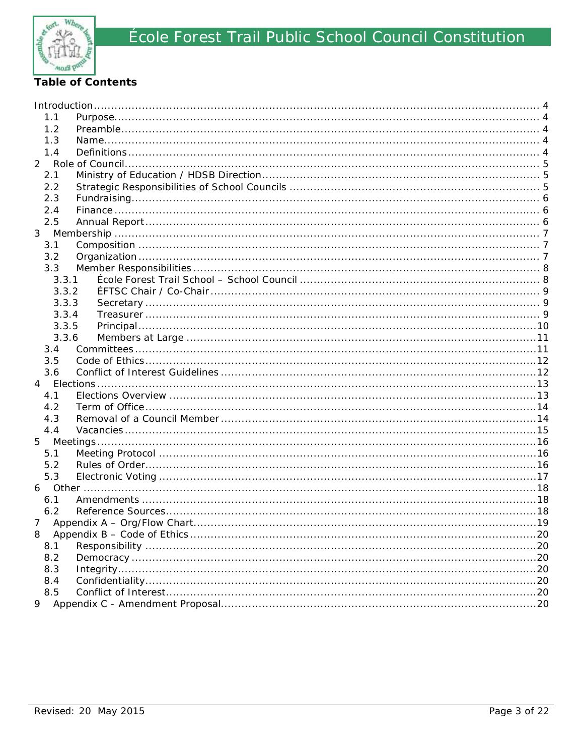## Table of Contents

Introduction ..... 4
- 1.1 Purpose ..... 4
- 1.2 Preamble ..... 4
- 1.3 Name ..... 4
- 1.4 Definitions ..... 4

2 Role of Council ..... 5
- 2.1 Ministry of Education / HDSB Direction ..... 5
- 2.2 Strategic Responsibilities of School Councils ..... 5
- 2.3 Fundraising ..... 6
- 2.4 Finance ..... 6
- 2.5 Annual Report ..... 6

3 Membership ..... 7
- 3.1 Composition ..... 7
- 3.2 Organization ..... 7
- 3.3 Member Responsibilities ..... 8
  - 3.3.1 École Forest Trail School – School Council ..... 8
  - 3.3.2 ÉFTSC Chair / Co-Chair ..... 9
  - 3.3.3 Secretary ..... 9
  - 3.3.4 Treasurer ..... 9
  - 3.3.5 Principal ..... 10
  - 3.3.6 Members at Large ..... 11
- 3.4 Committees ..... 11
- 3.5 Code of Ethics ..... 12
- 3.6 Conflict of Interest Guidelines ..... 12

4 Elections ..... 13
- 4.1 Elections Overview ..... 13
- 4.2 Term of Office ..... 14
- 4.3 Removal of a Council Member ..... 14
- 4.4 Vacancies ..... 15

5 Meetings ..... 16
- 5.1 Meeting Protocol ..... 16
- 5.2 Rules of Order ..... 16
- 5.3 Electronic Voting ..... 17

6 Other ..... 18
- 6.1 Amendments ..... 18
- 6.2 Reference Sources ..... 18

7 Appendix A – Org/Flow Chart ..... 19

8 Appendix B – Code of Ethics ..... 20
- 8.1 Responsibility ..... 20
- 8.2 Democracy ..... 20
- 8.3 Integrity ..... 20
- 8.4 Confidentiality ..... 20
- 8.5 Conflict of Interest ..... 20

9 Appendix C - Amendment Proposal ..... 20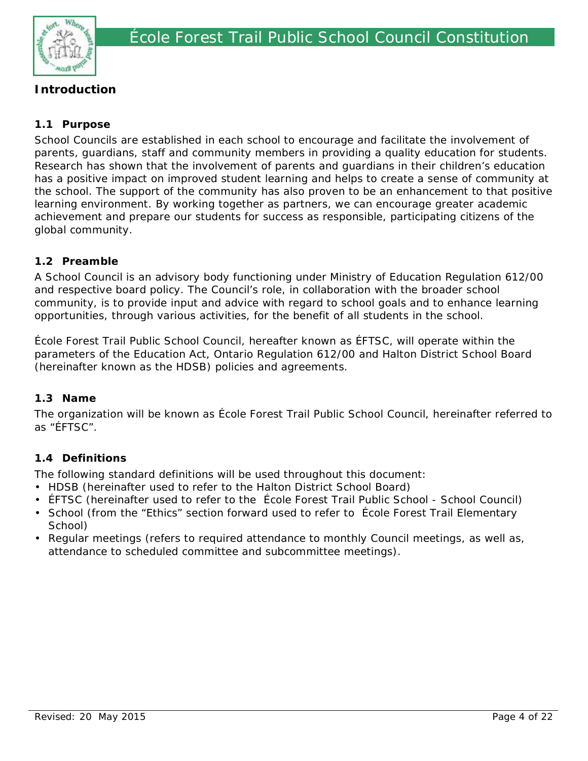## Introduction

### 1.1 Purpose

School Councils are established in each school to encourage and facilitate the involvement of parents, guardians, staff and community members in providing a quality education for students. Research has shown that the involvement of parents and guardians in their children's education has a positive impact on improved student learning and helps to create a sense of community at the school. The support of the community has also proven to be an enhancement to that positive learning environment. By working together as partners, we can encourage greater academic achievement and prepare our students for success as responsible, participating citizens of the global community.

### 1.2 Preamble

A School Council is an advisory body functioning under Ministry of Education Regulation 612/00 and respective board policy. The Council's role, in collaboration with the broader school community, is to provide input and advice with regard to school goals and to enhance learning opportunities, through various activities, for the benefit of all students in the school.

École Forest Trail Public School Council, hereafter known as ÉFTSC, will operate within the parameters of the Education Act, Ontario Regulation 612/00 and Halton District School Board (hereinafter known as the HDSB) policies and agreements.

### 1.3 Name

The organization will be known as École Forest Trail Public School Council, hereinafter referred to as "ÉFTSC".

### 1.4 Definitions

The following standard definitions will be used throughout this document:

- HDSB (hereinafter used to refer to the Halton District School Board)
- ÉFTSC (hereinafter used to refer to the École Forest Trail Public School - School Council)
- School (from the "Ethics" section forward used to refer to École Forest Trail Elementary School)
- Regular meetings (refers to required attendance to monthly Council meetings, as well as, attendance to scheduled committee and subcommittee meetings).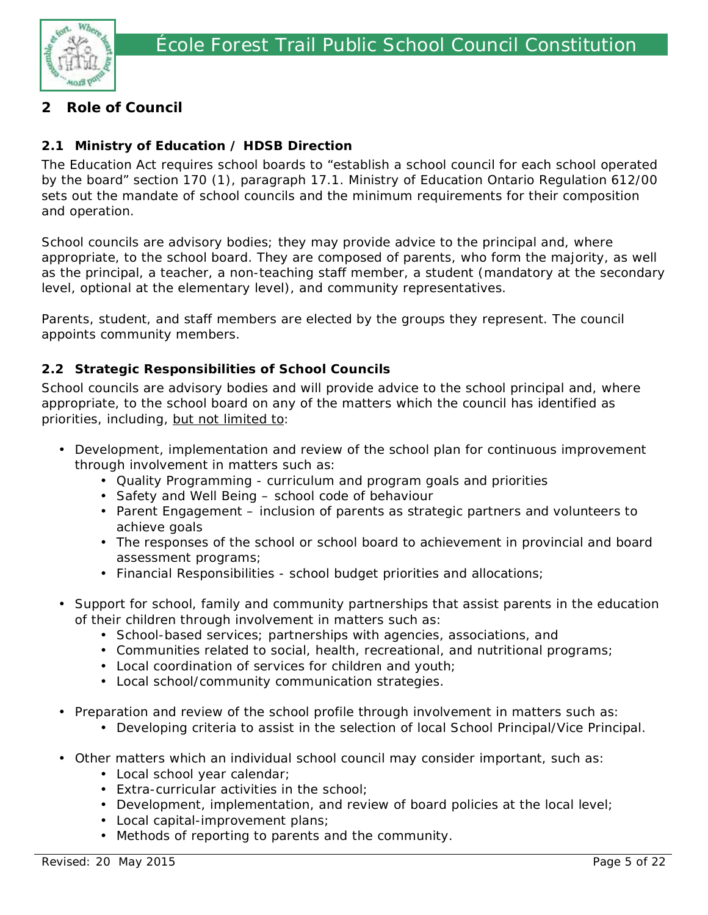## 2 Role of Council

### 2.1 Ministry of Education / HDSB Direction

The Education Act requires school boards to "establish a school council for each school operated by the board" section 170 (1), paragraph 17.1. Ministry of Education Ontario Regulation 612/00 sets out the mandate of school councils and the minimum requirements for their composition and operation.

School councils are advisory bodies; they may provide advice to the principal and, where appropriate, to the school board. They are composed of parents, who form the majority, as well as the principal, a teacher, a non-teaching staff member, a student (mandatory at the secondary level, optional at the elementary level), and community representatives.

Parents, student, and staff members are elected by the groups they represent. The council appoints community members.

### 2.2 Strategic Responsibilities of School Councils

School councils are advisory bodies and will provide advice to the school principal and, where appropriate, to the school board on any of the matters which the council has identified as priorities, including, <u>but not limited to</u>:

- Development, implementation and review of the school plan for continuous improvement through involvement in matters such as:
  - Quality Programming - curriculum and program goals and priorities
  - Safety and Well Being – school code of behaviour
  - Parent Engagement – inclusion of parents as strategic partners and volunteers to achieve goals
  - The responses of the school or school board to achievement in provincial and board assessment programs;
  - Financial Responsibilities - school budget priorities and allocations;
- Support for school, family and community partnerships that assist parents in the education of their children through involvement in matters such as:
  - School-based services; partnerships with agencies, associations, and
  - Communities related to social, health, recreational, and nutritional programs;
  - Local coordination of services for children and youth;
  - Local school/community communication strategies.
- Preparation and review of the school profile through involvement in matters such as:
  - Developing criteria to assist in the selection of local School Principal/Vice Principal.
- Other matters which an individual school council may consider important, such as:
  - Local school year calendar;
  - Extra-curricular activities in the school;
  - Development, implementation, and review of board policies at the local level;
  - Local capital-improvement plans;
  - Methods of reporting to parents and the community.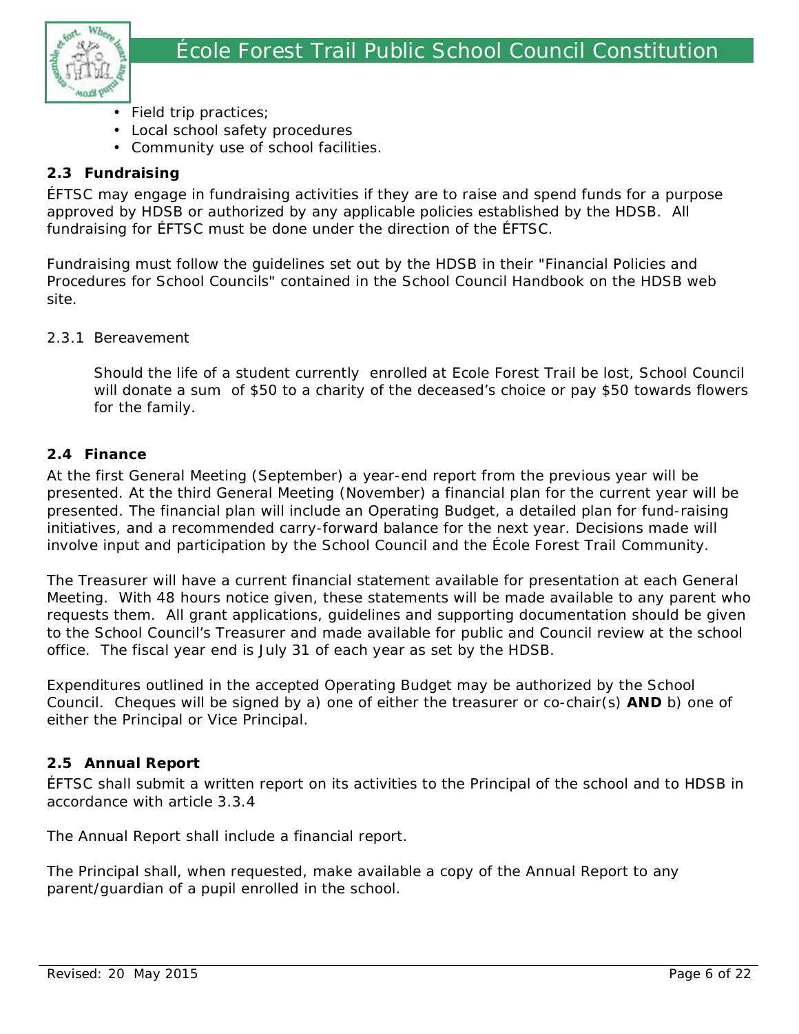- Field trip practices;
- Local school safety procedures
- Community use of school facilities.

### 2.3 Fundraising

ÉFTSC may engage in fundraising activities if they are to raise and spend funds for a purpose approved by HDSB or authorized by any applicable policies established by the HDSB. All fundraising for ÉFTSC must be done under the direction of the ÉFTSC.

Fundraising must follow the guidelines set out by the HDSB in their "Financial Policies and Procedures for School Councils" contained in the School Council Handbook on the HDSB web site.

#### 2.3.1 Bereavement

Should the life of a student currently enrolled at Ecole Forest Trail be lost, School Council will donate a sum of $50 to a charity of the deceased's choice or pay $50 towards flowers for the family.

### 2.4 Finance

At the first General Meeting (September) a year-end report from the previous year will be presented. At the third General Meeting (November) a financial plan for the current year will be presented. The financial plan will include an Operating Budget, a detailed plan for fund-raising initiatives, and a recommended carry-forward balance for the next year. Decisions made will involve input and participation by the School Council and the École Forest Trail Community.

The Treasurer will have a current financial statement available for presentation at each General Meeting. With 48 hours notice given, these statements will be made available to any parent who requests them. All grant applications, guidelines and supporting documentation should be given to the School Council's Treasurer and made available for public and Council review at the school office. The fiscal year end is July 31 of each year as set by the HDSB.

Expenditures outlined in the accepted Operating Budget may be authorized by the School Council. Cheques will be signed by a) one of either the treasurer or co-chair(s) **AND** b) one of either the Principal or Vice Principal.

### 2.5 Annual Report

ÉFTSC shall submit a written report on its activities to the Principal of the school and to HDSB in accordance with article 3.3.4

The Annual Report shall include a financial report.

The Principal shall, when requested, make available a copy of the Annual Report to any parent/guardian of a pupil enrolled in the school.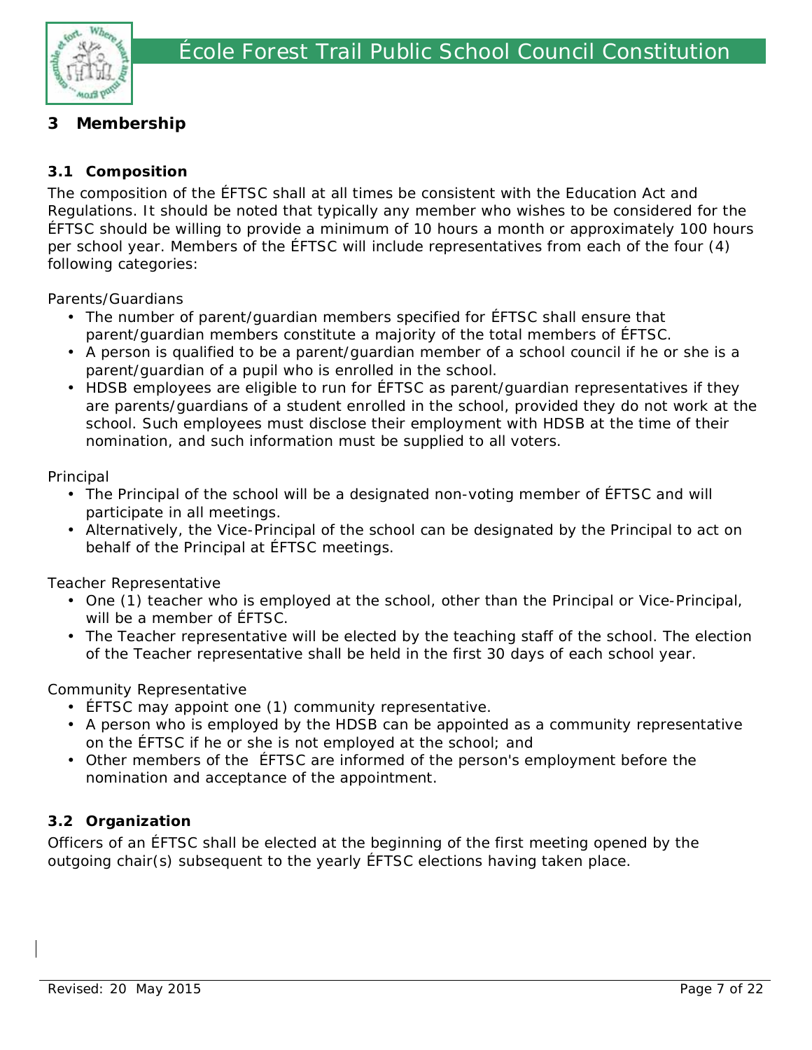## 3 Membership

### 3.1 Composition

The composition of the ÉFTSC shall at all times be consistent with the Education Act and Regulations. It should be noted that typically any member who wishes to be considered for the ÉFTSC should be willing to provide a minimum of 10 hours a month or approximately 100 hours per school year. Members of the ÉFTSC will include representatives from each of the four (4) following categories:

Parents/Guardians

- The number of parent/guardian members specified for ÉFTSC shall ensure that parent/guardian members constitute a majority of the total members of ÉFTSC.
- A person is qualified to be a parent/guardian member of a school council if he or she is a parent/guardian of a pupil who is enrolled in the school.
- HDSB employees are eligible to run for ÉFTSC as parent/guardian representatives if they are parents/guardians of a student enrolled in the school, provided they do not work at the school. Such employees must disclose their employment with HDSB at the time of their nomination, and such information must be supplied to all voters.

Principal

- The Principal of the school will be a designated non-voting member of ÉFTSC and will participate in all meetings.
- Alternatively, the Vice-Principal of the school can be designated by the Principal to act on behalf of the Principal at ÉFTSC meetings.

Teacher Representative

- One (1) teacher who is employed at the school, other than the Principal or Vice-Principal, will be a member of ÉFTSC.
- The Teacher representative will be elected by the teaching staff of the school. The election of the Teacher representative shall be held in the first 30 days of each school year.

Community Representative

- ÉFTSC may appoint one (1) community representative.
- A person who is employed by the HDSB can be appointed as a community representative on the ÉFTSC if he or she is not employed at the school; and
- Other members of the ÉFTSC are informed of the person's employment before the nomination and acceptance of the appointment.

### 3.2 Organization

Officers of an ÉFTSC shall be elected at the beginning of the first meeting opened by the outgoing chair(s) subsequent to the yearly ÉFTSC elections having taken place.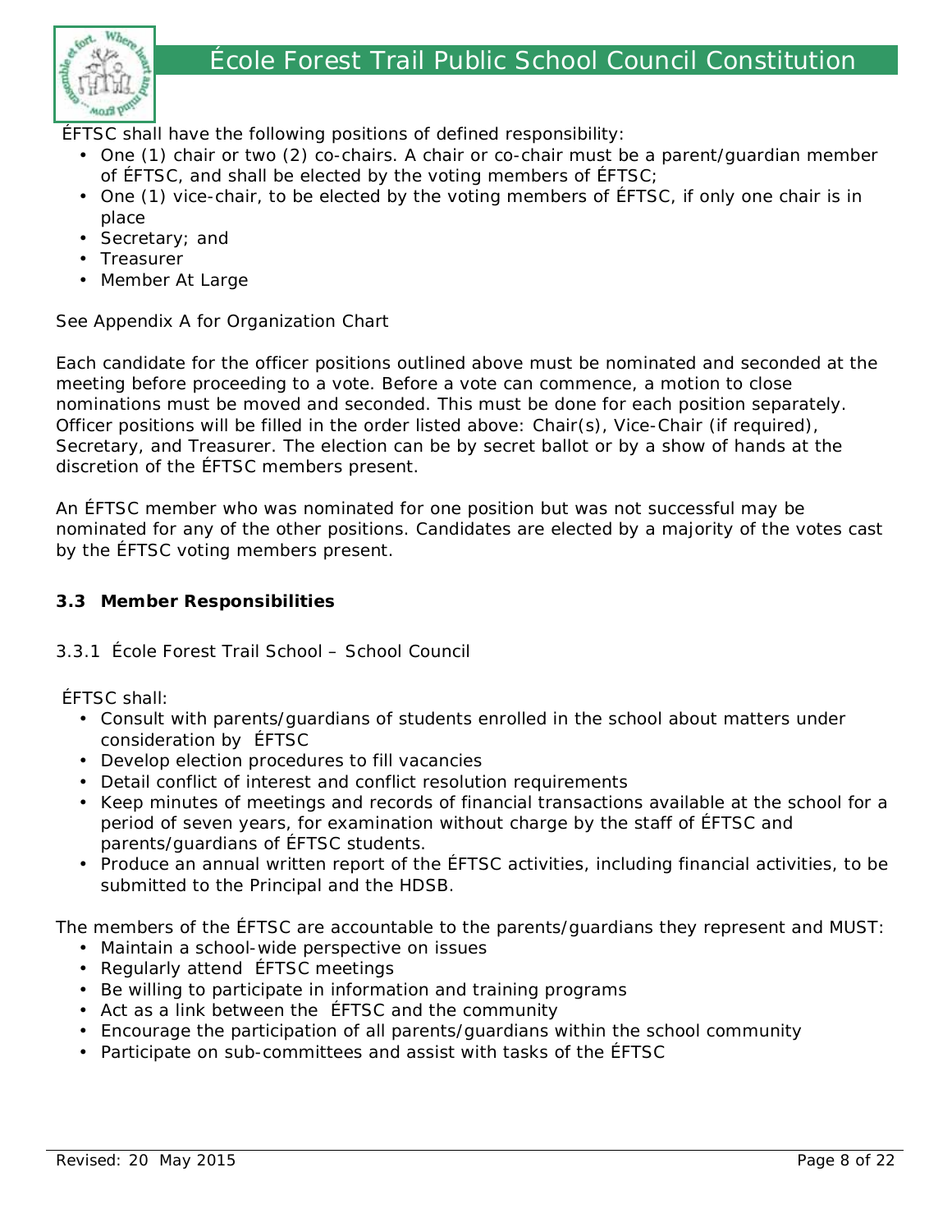ÉFTSC shall have the following positions of defined responsibility:

- One (1) chair or two (2) co-chairs. A chair or co-chair must be a parent/guardian member of ÉFTSC, and shall be elected by the voting members of ÉFTSC;
- One (1) vice-chair, to be elected by the voting members of ÉFTSC, if only one chair is in place
- Secretary; and
- Treasurer
- Member At Large

See Appendix A for Organization Chart

Each candidate for the officer positions outlined above must be nominated and seconded at the meeting before proceeding to a vote. Before a vote can commence, a motion to close nominations must be moved and seconded. This must be done for each position separately. Officer positions will be filled in the order listed above: Chair(s), Vice-Chair (if required), Secretary, and Treasurer. The election can be by secret ballot or by a show of hands at the discretion of the ÉFTSC members present.

An ÉFTSC member who was nominated for one position but was not successful may be nominated for any of the other positions. Candidates are elected by a majority of the votes cast by the ÉFTSC voting members present.

### 3.3 Member Responsibilities

3.3.1 École Forest Trail School – School Council

ÉFTSC shall:

- Consult with parents/guardians of students enrolled in the school about matters under consideration by ÉFTSC
- Develop election procedures to fill vacancies
- Detail conflict of interest and conflict resolution requirements
- Keep minutes of meetings and records of financial transactions available at the school for a period of seven years, for examination without charge by the staff of ÉFTSC and parents/guardians of ÉFTSC students.
- Produce an annual written report of the ÉFTSC activities, including financial activities, to be submitted to the Principal and the HDSB.

The members of the ÉFTSC are accountable to the parents/guardians they represent and MUST:

- Maintain a school-wide perspective on issues
- Regularly attend ÉFTSC meetings
- Be willing to participate in information and training programs
- Act as a link between the ÉFTSC and the community
- Encourage the participation of all parents/guardians within the school community
- Participate on sub-committees and assist with tasks of the ÉFTSC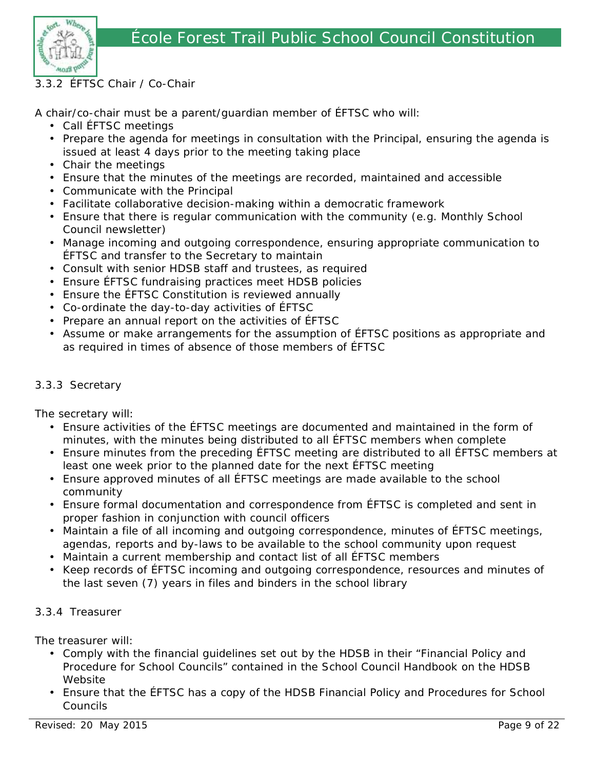### 3.3.2 ÉFTSC Chair / Co-Chair

A chair/co-chair must be a parent/guardian member of ÉFTSC who will:

- Call ÉFTSC meetings
- Prepare the agenda for meetings in consultation with the Principal, ensuring the agenda is issued at least 4 days prior to the meeting taking place
- Chair the meetings
- Ensure that the minutes of the meetings are recorded, maintained and accessible
- Communicate with the Principal
- Facilitate collaborative decision-making within a democratic framework
- Ensure that there is regular communication with the community (e.g. Monthly School Council newsletter)
- Manage incoming and outgoing correspondence, ensuring appropriate communication to ÉFTSC and transfer to the Secretary to maintain
- Consult with senior HDSB staff and trustees, as required
- Ensure ÉFTSC fundraising practices meet HDSB policies
- Ensure the ÉFTSC Constitution is reviewed annually
- Co-ordinate the day-to-day activities of ÉFTSC
- Prepare an annual report on the activities of ÉFTSC
- Assume or make arrangements for the assumption of ÉFTSC positions as appropriate and as required in times of absence of those members of ÉFTSC

### 3.3.3 Secretary

The secretary will:

- Ensure activities of the ÉFTSC meetings are documented and maintained in the form of minutes, with the minutes being distributed to all ÉFTSC members when complete
- Ensure minutes from the preceding ÉFTSC meeting are distributed to all ÉFTSC members at least one week prior to the planned date for the next ÉFTSC meeting
- Ensure approved minutes of all ÉFTSC meetings are made available to the school community
- Ensure formal documentation and correspondence from ÉFTSC is completed and sent in proper fashion in conjunction with council officers
- Maintain a file of all incoming and outgoing correspondence, minutes of ÉFTSC meetings, agendas, reports and by-laws to be available to the school community upon request
- Maintain a current membership and contact list of all ÉFTSC members
- Keep records of ÉFTSC incoming and outgoing correspondence, resources and minutes of the last seven (7) years in files and binders in the school library

### 3.3.4 Treasurer

The treasurer will:

- Comply with the financial guidelines set out by the HDSB in their “Financial Policy and Procedure for School Councils” contained in the School Council Handbook on the HDSB Website
- Ensure that the ÉFTSC has a copy of the HDSB Financial Policy and Procedures for School Councils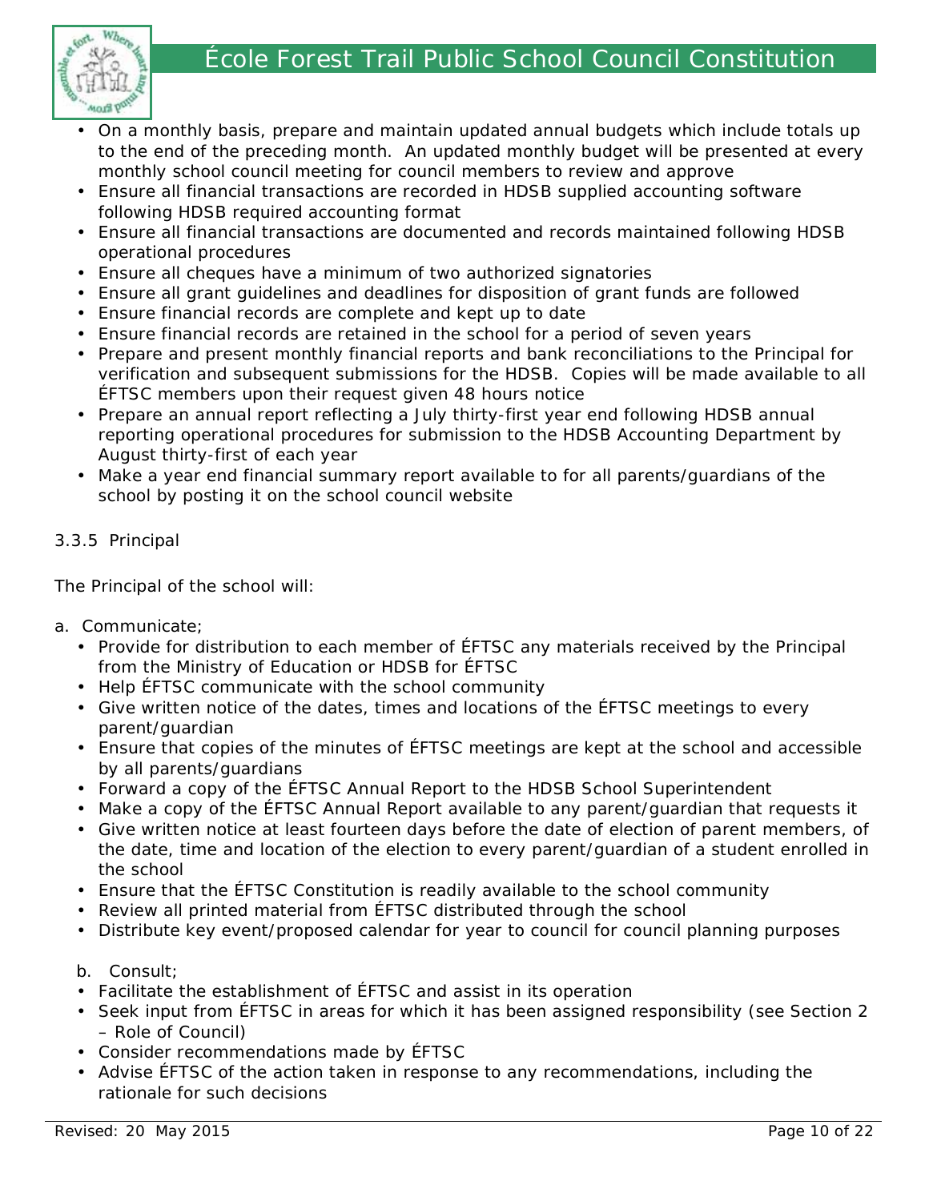- On a monthly basis, prepare and maintain updated annual budgets which include totals up to the end of the preceding month. An updated monthly budget will be presented at every monthly school council meeting for council members to review and approve
- Ensure all financial transactions are recorded in HDSB supplied accounting software following HDSB required accounting format
- Ensure all financial transactions are documented and records maintained following HDSB operational procedures
- Ensure all cheques have a minimum of two authorized signatories
- Ensure all grant guidelines and deadlines for disposition of grant funds are followed
- Ensure financial records are complete and kept up to date
- Ensure financial records are retained in the school for a period of seven years
- Prepare and present monthly financial reports and bank reconciliations to the Principal for verification and subsequent submissions for the HDSB. Copies will be made available to all ÉFTSC members upon their request given 48 hours notice
- Prepare an annual report reflecting a July thirty-first year end following HDSB annual reporting operational procedures for submission to the HDSB Accounting Department by August thirty-first of each year
- Make a year end financial summary report available to for all parents/guardians of the school by posting it on the school council website

3.3.5 Principal

The Principal of the school will:

a. Communicate;
   - Provide for distribution to each member of ÉFTSC any materials received by the Principal from the Ministry of Education or HDSB for ÉFTSC
   - Help ÉFTSC communicate with the school community
   - Give written notice of the dates, times and locations of the ÉFTSC meetings to every parent/guardian
   - Ensure that copies of the minutes of ÉFTSC meetings are kept at the school and accessible by all parents/guardians
   - Forward a copy of the ÉFTSC Annual Report to the HDSB School Superintendent
   - Make a copy of the ÉFTSC Annual Report available to any parent/guardian that requests it
   - Give written notice at least fourteen days before the date of election of parent members, of the date, time and location of the election to every parent/guardian of a student enrolled in the school
   - Ensure that the ÉFTSC Constitution is readily available to the school community
   - Review all printed material from ÉFTSC distributed through the school
   - Distribute key event/proposed calendar for year to council for council planning purposes

b. Consult;
   - Facilitate the establishment of ÉFTSC and assist in its operation
   - Seek input from ÉFTSC in areas for which it has been assigned responsibility (see Section 2 – Role of Council)
   - Consider recommendations made by ÉFTSC
   - Advise ÉFTSC of the action taken in response to any recommendations, including the rationale for such decisions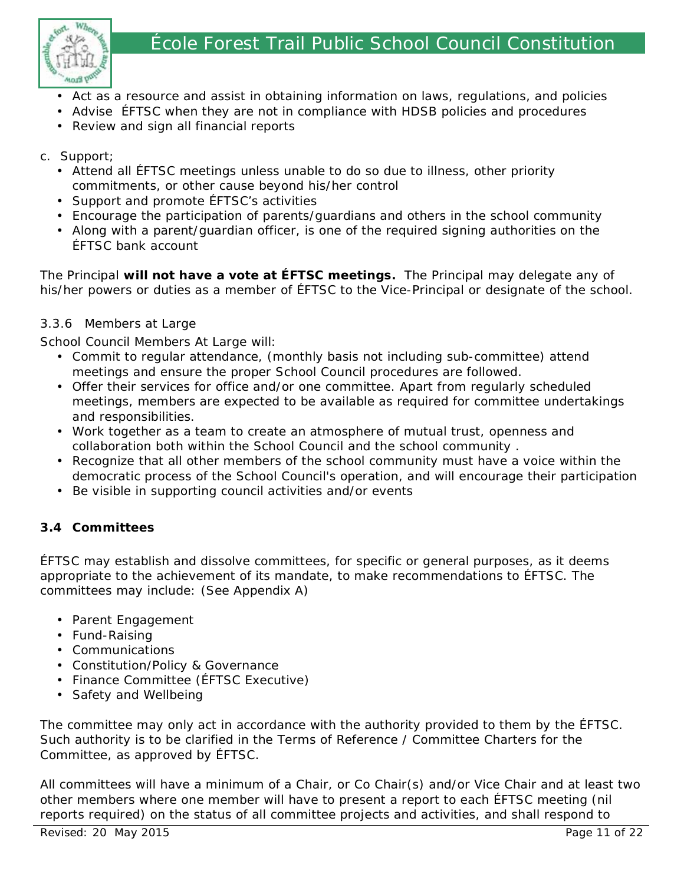- Act as a resource and assist in obtaining information on laws, regulations, and policies
- Advise ÉFTSC when they are not in compliance with HDSB policies and procedures
- Review and sign all financial reports

c. Support;

- Attend all ÉFTSC meetings unless unable to do so due to illness, other priority commitments, or other cause beyond his/her control
- Support and promote ÉFTSC's activities
- Encourage the participation of parents/guardians and others in the school community
- Along with a parent/guardian officer, is one of the required signing authorities on the ÉFTSC bank account

The Principal **will not have a vote at ÉFTSC meetings.** The Principal may delegate any of his/her powers or duties as a member of ÉFTSC to the Vice-Principal or designate of the school.

#### 3.3.6 Members at Large

School Council Members At Large will:

- Commit to regular attendance, (monthly basis not including sub-committee) attend meetings and ensure the proper School Council procedures are followed.
- Offer their services for office and/or one committee. Apart from regularly scheduled meetings, members are expected to be available as required for committee undertakings and responsibilities.
- Work together as a team to create an atmosphere of mutual trust, openness and collaboration both within the School Council and the school community .
- Recognize that all other members of the school community must have a voice within the democratic process of the School Council's operation, and will encourage their participation
- Be visible in supporting council activities and/or events

### 3.4 Committees

ÉFTSC may establish and dissolve committees, for specific or general purposes, as it deems appropriate to the achievement of its mandate, to make recommendations to ÉFTSC. The committees may include: (See Appendix A)

- Parent Engagement
- Fund-Raising
- Communications
- Constitution/Policy & Governance
- Finance Committee (ÉFTSC Executive)
- Safety and Wellbeing

The committee may only act in accordance with the authority provided to them by the ÉFTSC. Such authority is to be clarified in the Terms of Reference / Committee Charters for the Committee, as approved by ÉFTSC.

All committees will have a minimum of a Chair, or Co Chair(s) and/or Vice Chair and at least two other members where one member will have to present a report to each ÉFTSC meeting (nil reports required) on the status of all committee projects and activities, and shall respond to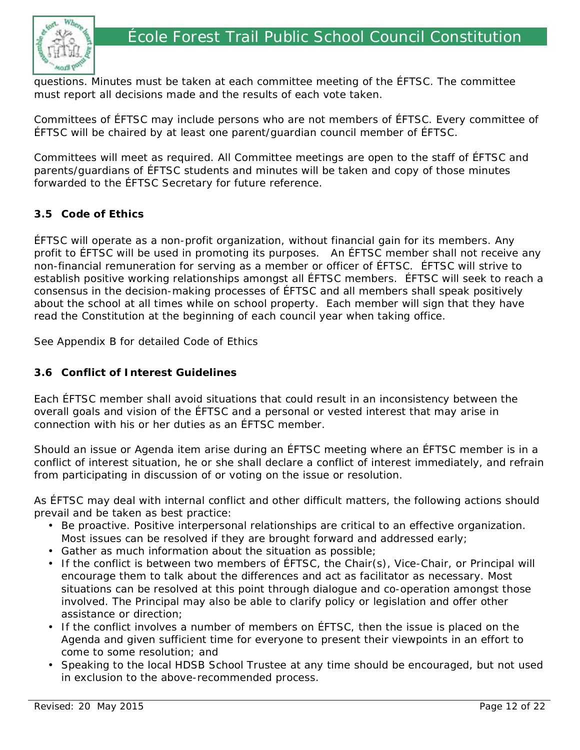questions. Minutes must be taken at each committee meeting of the ÉFTSC. The committee must report all decisions made and the results of each vote taken.

Committees of ÉFTSC may include persons who are not members of ÉFTSC. Every committee of ÉFTSC will be chaired by at least one parent/guardian council member of ÉFTSC.

Committees will meet as required. All Committee meetings are open to the staff of ÉFTSC and parents/guardians of ÉFTSC students and minutes will be taken and copy of those minutes forwarded to the ÉFTSC Secretary for future reference.

### 3.5 Code of Ethics

ÉFTSC will operate as a non-profit organization, without financial gain for its members. Any profit to ÉFTSC will be used in promoting its purposes. An ÉFTSC member shall not receive any non-financial remuneration for serving as a member or officer of ÉFTSC. ÉFTSC will strive to establish positive working relationships amongst all ÉFTSC members. ÉFTSC will seek to reach a consensus in the decision-making processes of ÉFTSC and all members shall speak positively about the school at all times while on school property. Each member will sign that they have read the Constitution at the beginning of each council year when taking office.

See Appendix B for detailed Code of Ethics

### 3.6 Conflict of Interest Guidelines

Each ÉFTSC member shall avoid situations that could result in an inconsistency between the overall goals and vision of the ÉFTSC and a personal or vested interest that may arise in connection with his or her duties as an ÉFTSC member.

Should an issue or Agenda item arise during an ÉFTSC meeting where an ÉFTSC member is in a conflict of interest situation, he or she shall declare a conflict of interest immediately, and refrain from participating in discussion of or voting on the issue or resolution.

As ÉFTSC may deal with internal conflict and other difficult matters, the following actions should prevail and be taken as best practice:

- Be proactive. Positive interpersonal relationships are critical to an effective organization. Most issues can be resolved if they are brought forward and addressed early;
- Gather as much information about the situation as possible;
- If the conflict is between two members of ÉFTSC, the Chair(s), Vice-Chair, or Principal will encourage them to talk about the differences and act as facilitator as necessary. Most situations can be resolved at this point through dialogue and co-operation amongst those involved. The Principal may also be able to clarify policy or legislation and offer other assistance or direction;
- If the conflict involves a number of members on ÉFTSC, then the issue is placed on the Agenda and given sufficient time for everyone to present their viewpoints in an effort to come to some resolution; and
- Speaking to the local HDSB School Trustee at any time should be encouraged, but not used in exclusion to the above-recommended process.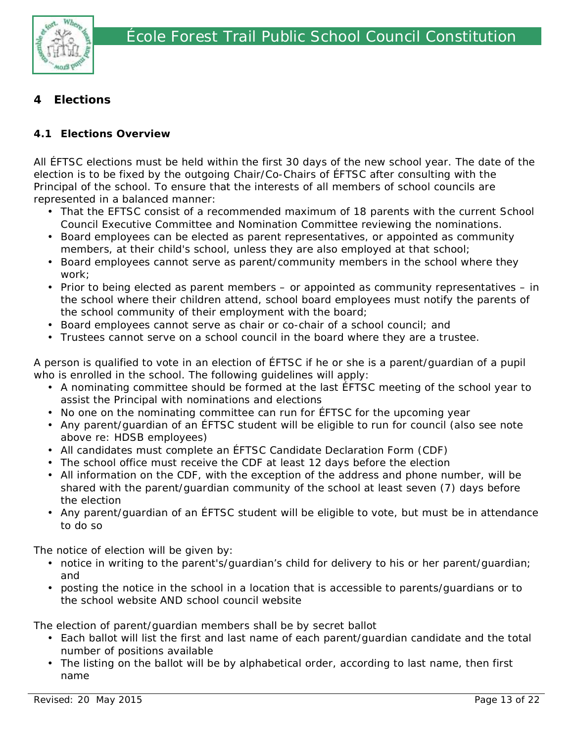# 4 Elections

## 4.1 Elections Overview

All ÉFTSC elections must be held within the first 30 days of the new school year. The date of the election is to be fixed by the outgoing Chair/Co-Chairs of ÉFTSC after consulting with the Principal of the school. To ensure that the interests of all members of school councils are represented in a balanced manner:

- That the EFTSC consist of a recommended maximum of 18 parents with the current School Council Executive Committee and Nomination Committee reviewing the nominations.
- Board employees can be elected as parent representatives, or appointed as community members, at their child's school, unless they are also employed at that school;
- Board employees cannot serve as parent/community members in the school where they work;
- Prior to being elected as parent members – or appointed as community representatives – in the school where their children attend, school board employees must notify the parents of the school community of their employment with the board;
- Board employees cannot serve as chair or co-chair of a school council; and
- Trustees cannot serve on a school council in the board where they are a trustee.

A person is qualified to vote in an election of ÉFTSC if he or she is a parent/guardian of a pupil who is enrolled in the school. The following guidelines will apply:

- A nominating committee should be formed at the last ÉFTSC meeting of the school year to assist the Principal with nominations and elections
- No one on the nominating committee can run for ÉFTSC for the upcoming year
- Any parent/guardian of an ÉFTSC student will be eligible to run for council (also see note above re: HDSB employees)
- All candidates must complete an ÉFTSC Candidate Declaration Form (CDF)
- The school office must receive the CDF at least 12 days before the election
- All information on the CDF, with the exception of the address and phone number, will be shared with the parent/guardian community of the school at least seven (7) days before the election
- Any parent/guardian of an ÉFTSC student will be eligible to vote, but must be in attendance to do so

The notice of election will be given by:

- notice in writing to the parent's/guardian's child for delivery to his or her parent/guardian; and
- posting the notice in the school in a location that is accessible to parents/guardians or to the school website AND school council website

The election of parent/guardian members shall be by secret ballot

- Each ballot will list the first and last name of each parent/guardian candidate and the total number of positions available
- The listing on the ballot will be by alphabetical order, according to last name, then first name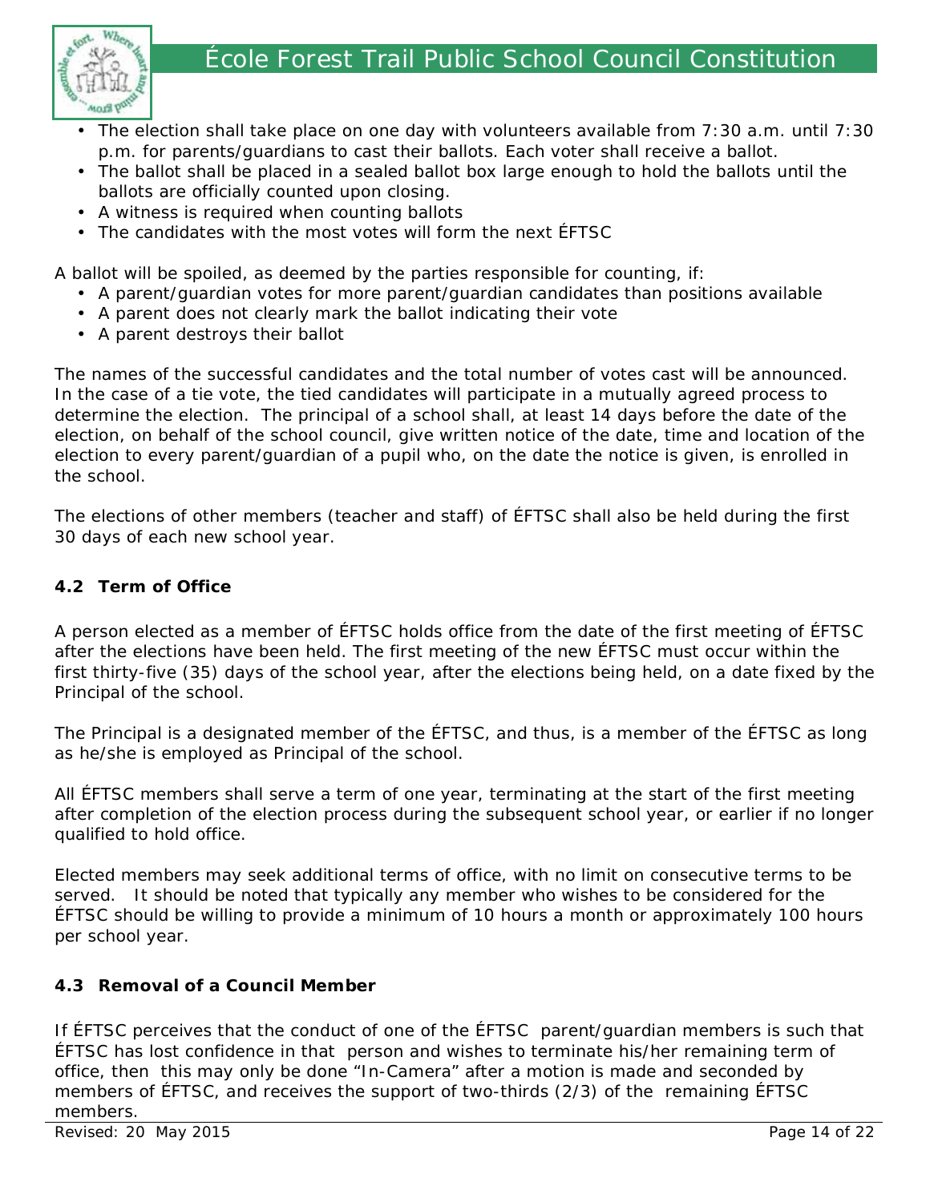- The election shall take place on one day with volunteers available from 7:30 a.m. until 7:30 p.m. for parents/guardians to cast their ballots. Each voter shall receive a ballot.
- The ballot shall be placed in a sealed ballot box large enough to hold the ballots until the ballots are officially counted upon closing.
- A witness is required when counting ballots
- The candidates with the most votes will form the next ÉFTSC

A ballot will be spoiled, as deemed by the parties responsible for counting, if:

- A parent/guardian votes for more parent/guardian candidates than positions available
- A parent does not clearly mark the ballot indicating their vote
- A parent destroys their ballot

The names of the successful candidates and the total number of votes cast will be announced. In the case of a tie vote, the tied candidates will participate in a mutually agreed process to determine the election. The principal of a school shall, at least 14 days before the date of the election, on behalf of the school council, give written notice of the date, time and location of the election to every parent/guardian of a pupil who, on the date the notice is given, is enrolled in the school.

The elections of other members (teacher and staff) of ÉFTSC shall also be held during the first 30 days of each new school year.

### 4.2 Term of Office

A person elected as a member of ÉFTSC holds office from the date of the first meeting of ÉFTSC after the elections have been held. The first meeting of the new ÉFTSC must occur within the first thirty-five (35) days of the school year, after the elections being held, on a date fixed by the Principal of the school.

The Principal is a designated member of the ÉFTSC, and thus, is a member of the ÉFTSC as long as he/she is employed as Principal of the school.

All ÉFTSC members shall serve a term of one year, terminating at the start of the first meeting after completion of the election process during the subsequent school year, or earlier if no longer qualified to hold office.

Elected members may seek additional terms of office, with no limit on consecutive terms to be served. It should be noted that typically any member who wishes to be considered for the ÉFTSC should be willing to provide a minimum of 10 hours a month or approximately 100 hours per school year.

### 4.3 Removal of a Council Member

If ÉFTSC perceives that the conduct of one of the ÉFTSC parent/guardian members is such that ÉFTSC has lost confidence in that person and wishes to terminate his/her remaining term of office, then this may only be done "In-Camera" after a motion is made and seconded by members of ÉFTSC, and receives the support of two-thirds (2/3) of the remaining ÉFTSC members.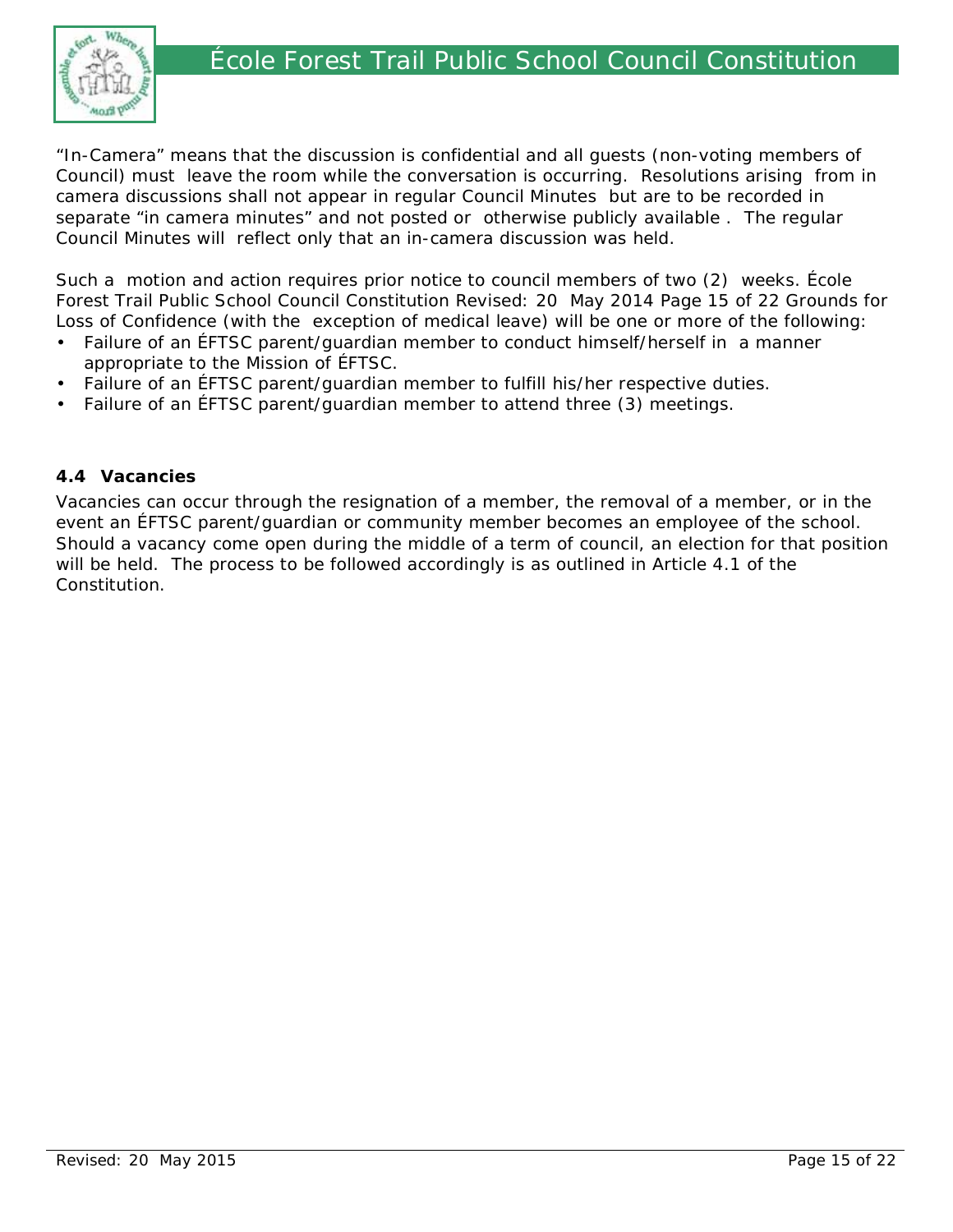“In-Camera” means that the discussion is confidential and all guests (non-voting members of Council) must leave the room while the conversation is occurring. Resolutions arising from in camera discussions shall not appear in regular Council Minutes but are to be recorded in separate “in camera minutes” and not posted or otherwise publicly available . The regular Council Minutes will reflect only that an in-camera discussion was held.

Such a motion and action requires prior notice to council members of two (2) weeks. École Forest Trail Public School Council Constitution Revised: 20 May 2014 Page 15 of 22 Grounds for Loss of Confidence (with the exception of medical leave) will be one or more of the following:

- Failure of an ÉFTSC parent/guardian member to conduct himself/herself in a manner appropriate to the Mission of ÉFTSC.
- Failure of an ÉFTSC parent/guardian member to fulfill his/her respective duties.
- Failure of an ÉFTSC parent/guardian member to attend three (3) meetings.

### 4.4 Vacancies

Vacancies can occur through the resignation of a member, the removal of a member, or in the event an ÉFTSC parent/guardian or community member becomes an employee of the school. Should a vacancy come open during the middle of a term of council, an election for that position will be held. The process to be followed accordingly is as outlined in Article 4.1 of the Constitution.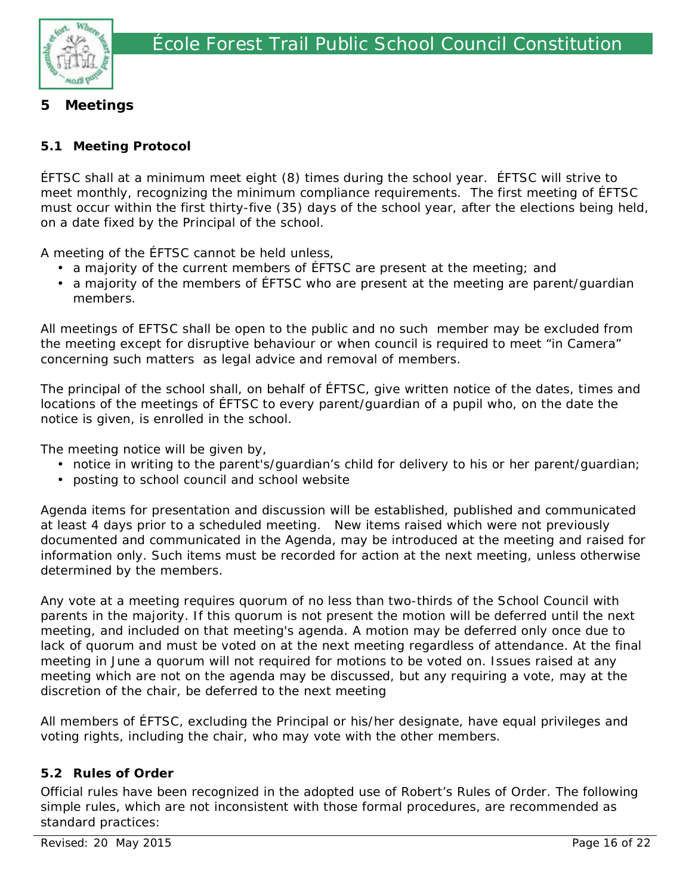## 5 Meetings

### 5.1 Meeting Protocol

ÉFTSC shall at a minimum meet eight (8) times during the school year. ÉFTSC will strive to meet monthly, recognizing the minimum compliance requirements. The first meeting of ÉFTSC must occur within the first thirty-five (35) days of the school year, after the elections being held, on a date fixed by the Principal of the school.

A meeting of the ÉFTSC cannot be held unless,

- a majority of the current members of ÉFTSC are present at the meeting; and
- a majority of the members of ÉFTSC who are present at the meeting are parent/guardian members.

All meetings of EFTSC shall be open to the public and no such member may be excluded from the meeting except for disruptive behaviour or when council is required to meet "in Camera" concerning such matters as legal advice and removal of members.

The principal of the school shall, on behalf of ÉFTSC, give written notice of the dates, times and locations of the meetings of ÉFTSC to every parent/guardian of a pupil who, on the date the notice is given, is enrolled in the school.

The meeting notice will be given by,

- notice in writing to the parent's/guardian's child for delivery to his or her parent/guardian;
- posting to school council and school website

Agenda items for presentation and discussion will be established, published and communicated at least 4 days prior to a scheduled meeting. New items raised which were not previously documented and communicated in the Agenda, may be introduced at the meeting and raised for information only. Such items must be recorded for action at the next meeting, unless otherwise determined by the members.

Any vote at a meeting requires quorum of no less than two-thirds of the School Council with parents in the majority. If this quorum is not present the motion will be deferred until the next meeting, and included on that meeting's agenda. A motion may be deferred only once due to lack of quorum and must be voted on at the next meeting regardless of attendance. At the final meeting in June a quorum will not required for motions to be voted on. Issues raised at any meeting which are not on the agenda may be discussed, but any requiring a vote, may at the discretion of the chair, be deferred to the next meeting

All members of ÉFTSC, excluding the Principal or his/her designate, have equal privileges and voting rights, including the chair, who may vote with the other members.

### 5.2 Rules of Order

Official rules have been recognized in the adopted use of Robert's Rules of Order. The following simple rules, which are not inconsistent with those formal procedures, are recommended as standard practices: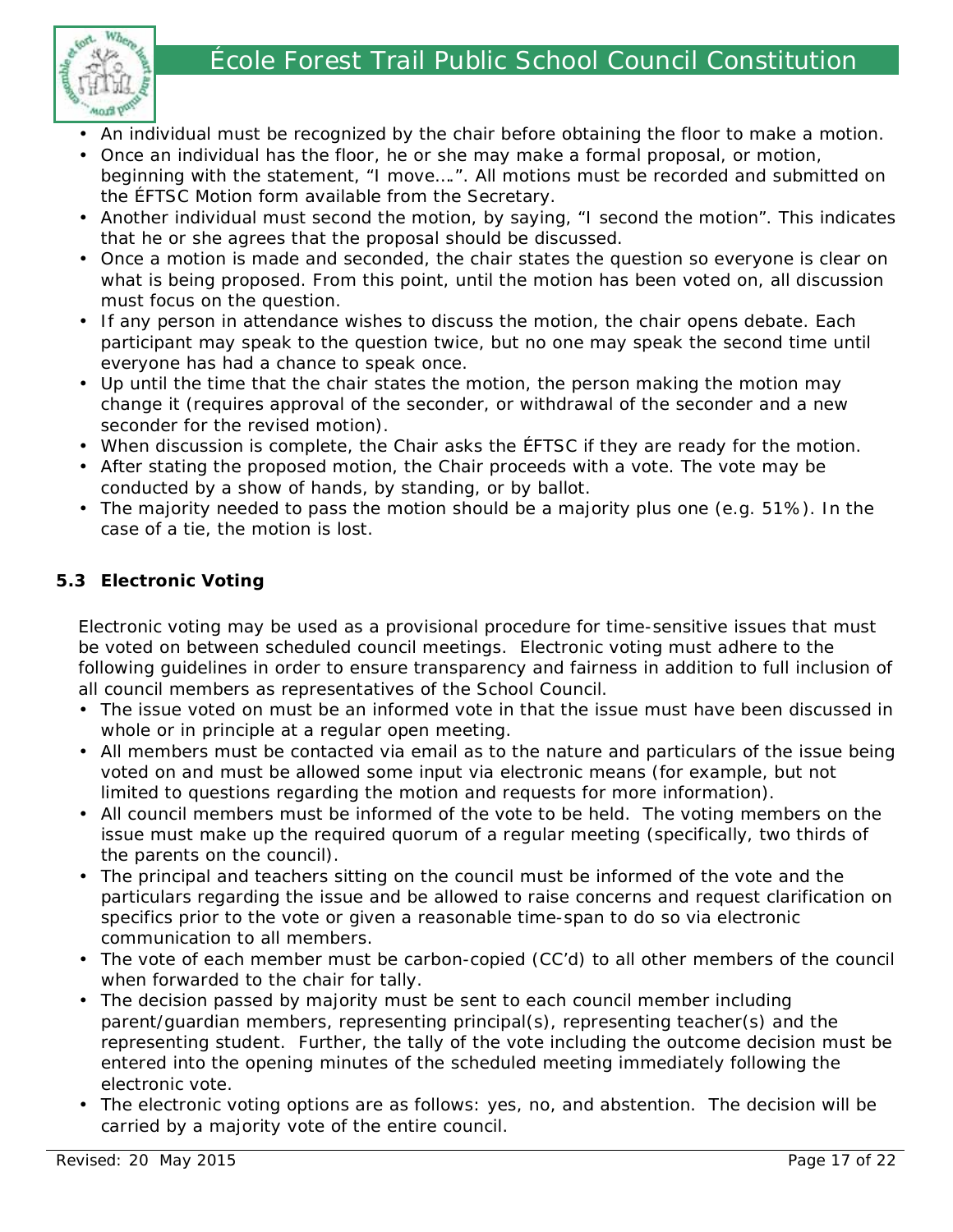- An individual must be recognized by the chair before obtaining the floor to make a motion.
- Once an individual has the floor, he or she may make a formal proposal, or motion, beginning with the statement, "I move….". All motions must be recorded and submitted on the ÉFTSC Motion form available from the Secretary.
- Another individual must second the motion, by saying, "I second the motion". This indicates that he or she agrees that the proposal should be discussed.
- Once a motion is made and seconded, the chair states the question so everyone is clear on what is being proposed. From this point, until the motion has been voted on, all discussion must focus on the question.
- If any person in attendance wishes to discuss the motion, the chair opens debate. Each participant may speak to the question twice, but no one may speak the second time until everyone has had a chance to speak once.
- Up until the time that the chair states the motion, the person making the motion may change it (requires approval of the seconder, or withdrawal of the seconder and a new seconder for the revised motion).
- When discussion is complete, the Chair asks the ÉFTSC if they are ready for the motion.
- After stating the proposed motion, the Chair proceeds with a vote. The vote may be conducted by a show of hands, by standing, or by ballot.
- The majority needed to pass the motion should be a majority plus one (e.g. 51%). In the case of a tie, the motion is lost.

### 5.3 Electronic Voting

Electronic voting may be used as a provisional procedure for time-sensitive issues that must be voted on between scheduled council meetings. Electronic voting must adhere to the following guidelines in order to ensure transparency and fairness in addition to full inclusion of all council members as representatives of the School Council.

- The issue voted on must be an informed vote in that the issue must have been discussed in whole or in principle at a regular open meeting.
- All members must be contacted via email as to the nature and particulars of the issue being voted on and must be allowed some input via electronic means (for example, but not limited to questions regarding the motion and requests for more information).
- All council members must be informed of the vote to be held. The voting members on the issue must make up the required quorum of a regular meeting (specifically, two thirds of the parents on the council).
- The principal and teachers sitting on the council must be informed of the vote and the particulars regarding the issue and be allowed to raise concerns and request clarification on specifics prior to the vote or given a reasonable time-span to do so via electronic communication to all members.
- The vote of each member must be carbon-copied (CC'd) to all other members of the council when forwarded to the chair for tally.
- The decision passed by majority must be sent to each council member including parent/guardian members, representing principal(s), representing teacher(s) and the representing student. Further, the tally of the vote including the outcome decision must be entered into the opening minutes of the scheduled meeting immediately following the electronic vote.
- The electronic voting options are as follows: yes, no, and abstention. The decision will be carried by a majority vote of the entire council.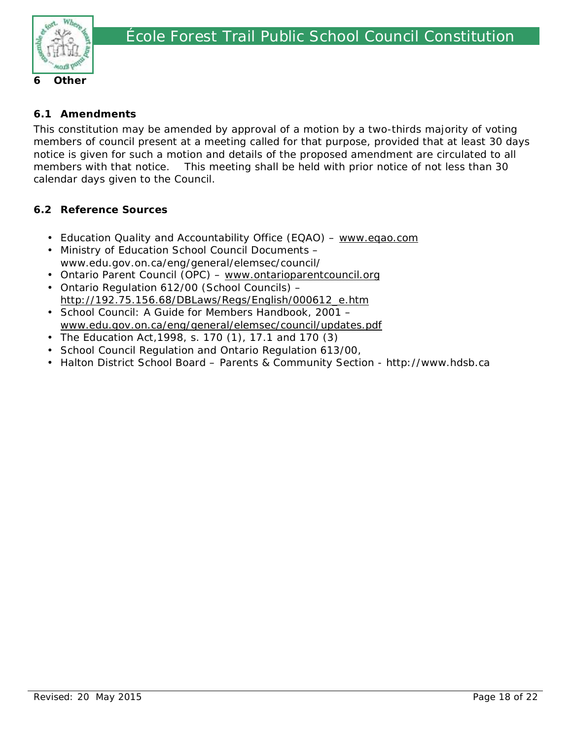## 6 Other

### 6.1 Amendments

This constitution may be amended by approval of a motion by a two-thirds majority of voting members of council present at a meeting called for that purpose, provided that at least 30 days notice is given for such a motion and details of the proposed amendment are circulated to all members with that notice. This meeting shall be held with prior notice of not less than 30 calendar days given to the Council.

### 6.2 Reference Sources

- Education Quality and Accountability Office (EQAO) – www.eqao.com
- Ministry of Education School Council Documents – www.edu.gov.on.ca/eng/general/elemsec/council/
- Ontario Parent Council (OPC) – www.ontarioparentcouncil.org
- Ontario Regulation 612/00 (School Councils) – http://192.75.156.68/DBLaws/Regs/English/000612_e.htm
- School Council: A Guide for Members Handbook, 2001 – www.edu.gov.on.ca/eng/general/elemsec/council/updates.pdf
- The Education Act,1998, s. 170 (1), 17.1 and 170 (3)
- School Council Regulation and Ontario Regulation 613/00,
- Halton District School Board – Parents & Community Section - http://www.hdsb.ca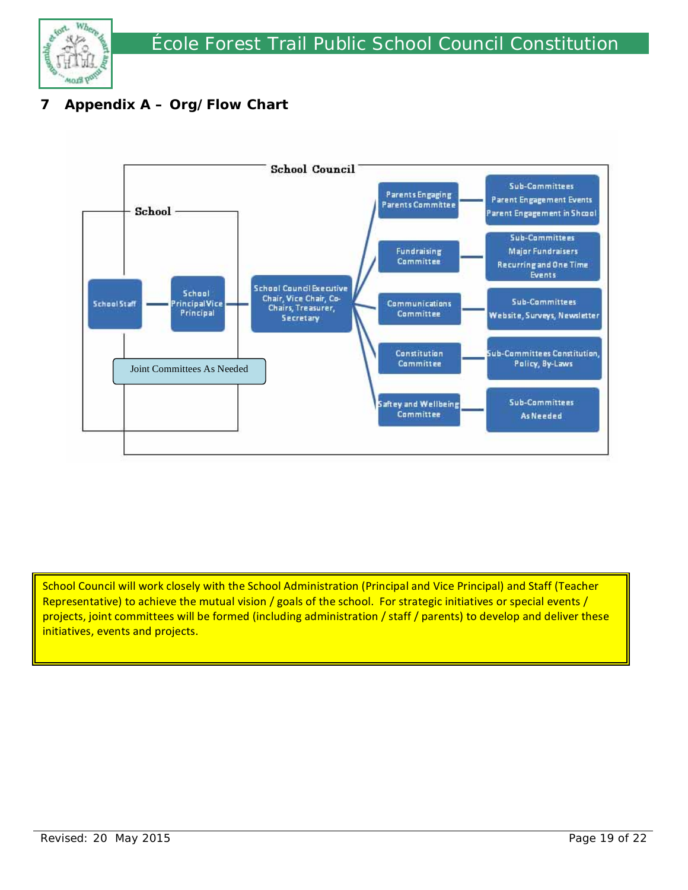# 7 Appendix A – Org/Flow Chart

School Council

School

School Staff — School Principal/Vice Principal — School Council Executive Chair, Vice Chair, Co-Chairs, Treasurer, Secretary

Joint Committees As Needed

- Parents Engaging Parents Committee — Sub-Committees Parent Engagement Events Parent Engagement in Shcool
- Fundraising Committee — Sub-Committees Major Fundraisers Recurring and One Time Events
- Communications Committee — Sub-Committees Website, Surveys, Newsletter
- Constitution Committee — Sub-Committees Constitution, Policy, By-Laws
- Saftey and Wellbeing Committee — Sub-Committees As Needed

School Council will work closely with the School Administration (Principal and Vice Principal) and Staff (Teacher Representative) to achieve the mutual vision / goals of the school. For strategic initiatives or special events / projects, joint committees will be formed (including administration / staff / parents) to develop and deliver these initiatives, events and projects.

Revised: 20 May 2015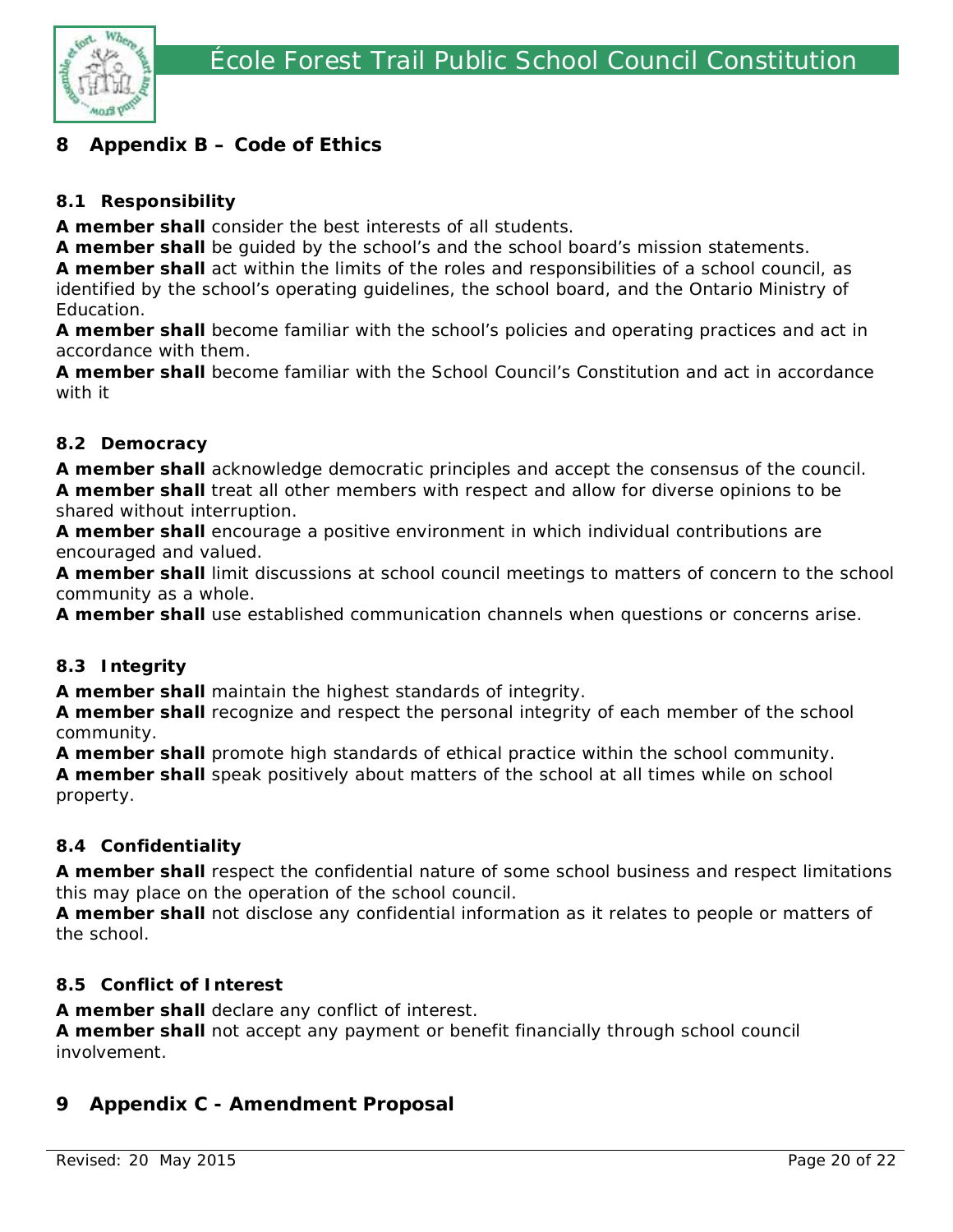## 8 Appendix B – Code of Ethics

### 8.1 Responsibility

**A member shall** consider the best interests of all students.
**A member shall** be guided by the school's and the school board's mission statements.
**A member shall** act within the limits of the roles and responsibilities of a school council, as identified by the school's operating guidelines, the school board, and the Ontario Ministry of Education.
**A member shall** become familiar with the school's policies and operating practices and act in accordance with them.
**A member shall** become familiar with the School Council's Constitution and act in accordance with it

### 8.2 Democracy

**A member shall** acknowledge democratic principles and accept the consensus of the council.
**A member shall** treat all other members with respect and allow for diverse opinions to be shared without interruption.
**A member shall** encourage a positive environment in which individual contributions are encouraged and valued.
**A member shall** limit discussions at school council meetings to matters of concern to the school community as a whole.
**A member shall** use established communication channels when questions or concerns arise.

### 8.3 Integrity

**A member shall** maintain the highest standards of integrity.
**A member shall** recognize and respect the personal integrity of each member of the school community.
**A member shall** promote high standards of ethical practice within the school community.
**A member shall** speak positively about matters of the school at all times while on school property.

### 8.4 Confidentiality

**A member shall** respect the confidential nature of some school business and respect limitations this may place on the operation of the school council.
**A member shall** not disclose any confidential information as it relates to people or matters of the school.

### 8.5 Conflict of Interest

**A member shall** declare any conflict of interest.
**A member shall** not accept any payment or benefit financially through school council involvement.

## 9 Appendix C - Amendment Proposal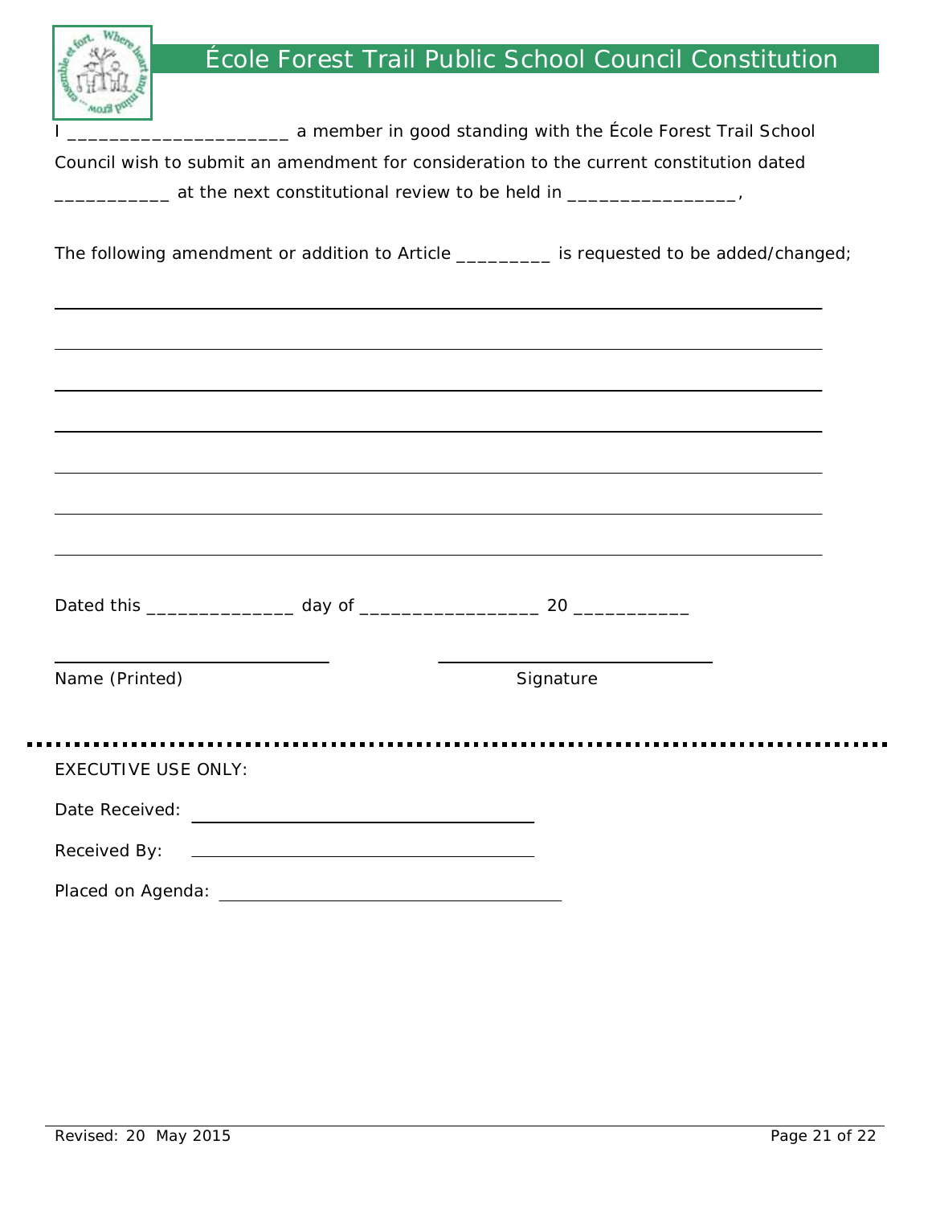I _____________________ a member in good standing with the École Forest Trail School Council wish to submit an amendment for consideration to the current constitution dated ___________ at the next constitutional review to be held in ________________,

The following amendment or addition to Article _________ is requested to be added/changed;

_______________________________________________________________________________

_______________________________________________________________________________

_______________________________________________________________________________

_______________________________________________________________________________

_______________________________________________________________________________

_______________________________________________________________________________

_______________________________________________________________________________

Dated this ______________ day of _________________ 20 ___________

______________________________ ______________________________

Name (Printed) Signature

---

EXECUTIVE USE ONLY:

Date Received: ______________________________

Received By: ______________________________

Placed on Agenda: ______________________________